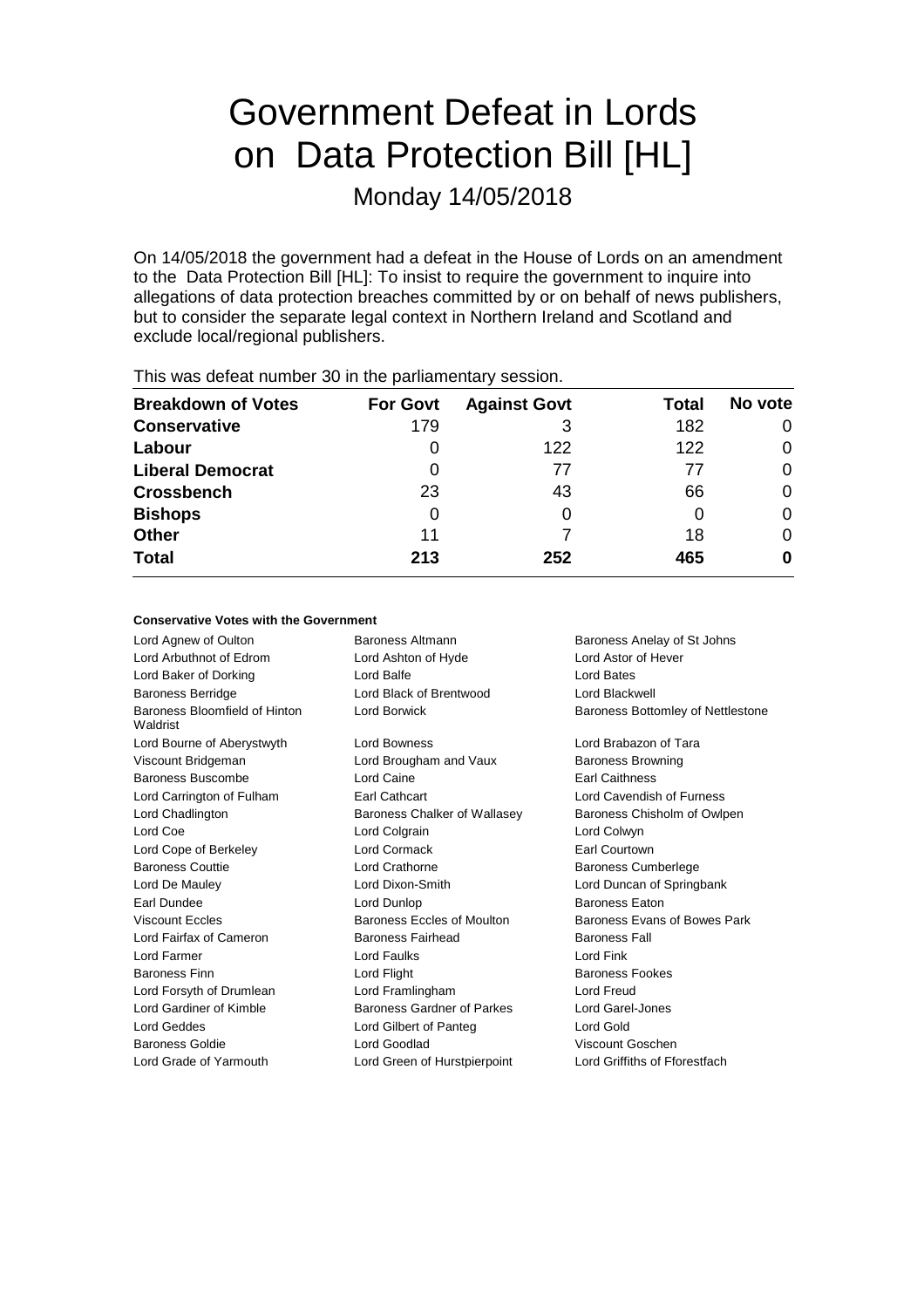# Government Defeat in Lords on Data Protection Bill [HL]

Monday 14/05/2018

On 14/05/2018 the government had a defeat in the House of Lords on an amendment to the Data Protection Bill [HL]: To insist to require the government to inquire into allegations of data protection breaches committed by or on behalf of news publishers, but to consider the separate legal context in Northern Ireland and Scotland and exclude local/regional publishers.

This was defeat number 30 in the parliamentary session.

| Breakdown of Votes | For Govt | Against Govt | Total | No vote |
|---|---|---|---|---|
| Conservative | 179 | 3 | 182 | 0 |
| Labour | 0 | 122 | 122 | 0 |
| Liberal Democrat | 0 | 77 | 77 | 0 |
| Crossbench | 23 | 43 | 66 | 0 |
| Bishops | 0 | 0 | 0 | 0 |
| Other | 11 | 7 | 18 | 0 |
| **Total** | **213** | **252** | **465** | **0** |

### Conservative Votes with the Government

| | | |
|---|---|---|
| Lord Agnew of Oulton | Baroness Altmann | Baroness Anelay of St Johns |
| Lord Arbuthnot of Edrom | Lord Ashton of Hyde | Lord Astor of Hever |
| Lord Baker of Dorking | Lord Balfe | Lord Bates |
| Baroness Berridge | Lord Black of Brentwood | Lord Blackwell |
| Baroness Bloomfield of Hinton Waldrist | Lord Borwick | Baroness Bottomley of Nettlestone |
| Lord Bourne of Aberystwyth | Lord Bowness | Lord Brabazon of Tara |
| Viscount Bridgeman | Lord Brougham and Vaux | Baroness Browning |
| Baroness Buscombe | Lord Caine | Earl Caithness |
| Lord Carrington of Fulham | Earl Cathcart | Lord Cavendish of Furness |
| Lord Chadlington | Baroness Chalker of Wallasey | Baroness Chisholm of Owlpen |
| Lord Coe | Lord Colgrain | Lord Colwyn |
| Lord Cope of Berkeley | Lord Cormack | Earl Courtown |
| Baroness Couttie | Lord Crathorne | Baroness Cumberlege |
| Lord De Mauley | Lord Dixon-Smith | Lord Duncan of Springbank |
| Earl Dundee | Lord Dunlop | Baroness Eaton |
| Viscount Eccles | Baroness Eccles of Moulton | Baroness Evans of Bowes Park |
| Lord Fairfax of Cameron | Baroness Fairhead | Baroness Fall |
| Lord Farmer | Lord Faulks | Lord Fink |
| Baroness Finn | Lord Flight | Baroness Fookes |
| Lord Forsyth of Drumlean | Lord Framlingham | Lord Freud |
| Lord Gardiner of Kimble | Baroness Gardner of Parkes | Lord Garel-Jones |
| Lord Geddes | Lord Gilbert of Panteg | Lord Gold |
| Baroness Goldie | Lord Goodlad | Viscount Goschen |
| Lord Grade of Yarmouth | Lord Green of Hurstpierpoint | Lord Griffiths of Fforestfach |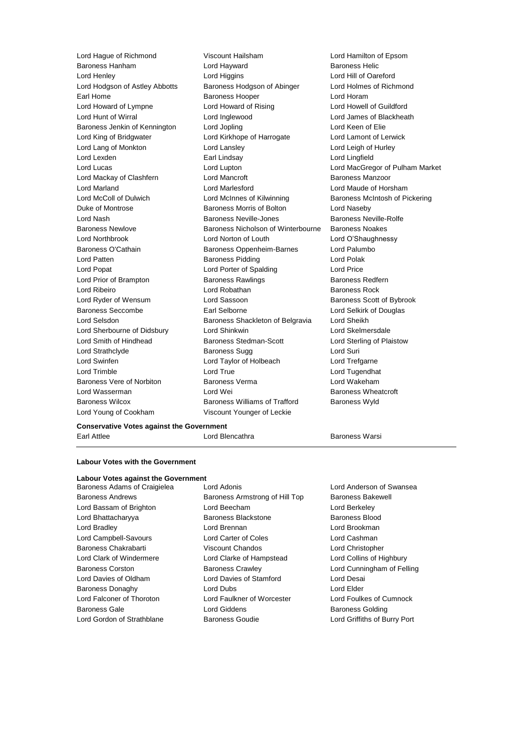Lord Hague of Richmond
Viscount Hailsham
Lord Hamilton of Epsom
Baroness Hanham
Lord Hayward
Baroness Helic
Lord Henley
Lord Higgins
Lord Hill of Oareford
Lord Hodgson of Astley Abbotts
Baroness Hodgson of Abinger
Lord Holmes of Richmond
Earl Home
Baroness Hooper
Lord Horam
Lord Howard of Lympne
Lord Howard of Rising
Lord Howell of Guildford
Lord Hunt of Wirral
Lord Inglewood
Lord James of Blackheath
Baroness Jenkin of Kennington
Lord Jopling
Lord Keen of Elie
Lord King of Bridgwater
Lord Kirkhope of Harrogate
Lord Lamont of Lerwick
Lord Lang of Monkton
Lord Lansley
Lord Leigh of Hurley
Lord Lexden
Earl Lindsay
Lord Lingfield
Lord Lucas
Lord Lupton
Lord MacGregor of Pulham Market
Lord Mackay of Clashfern
Lord Mancroft
Baroness Manzoor
Lord Marland
Lord Marlesford
Lord Maude of Horsham
Lord McColl of Dulwich
Lord McInnes of Kilwinning
Baroness McIntosh of Pickering
Duke of Montrose
Baroness Morris of Bolton
Lord Naseby
Lord Nash
Baroness Neville-Jones
Baroness Neville-Rolfe
Baroness Newlove
Baroness Nicholson of Winterbourne
Baroness Noakes
Lord Northbrook
Lord Norton of Louth
Lord O'Shaughnessy
Baroness O'Cathain
Baroness Oppenheim-Barnes
Lord Palumbo
Lord Patten
Baroness Pidding
Lord Polak
Lord Popat
Lord Porter of Spalding
Lord Price
Lord Prior of Brampton
Baroness Rawlings
Baroness Redfern
Lord Ribeiro
Lord Robathan
Baroness Rock
Lord Ryder of Wensum
Lord Sassoon
Baroness Scott of Bybrook
Baroness Seccombe
Earl Selborne
Lord Selkirk of Douglas
Lord Selsdon
Baroness Shackleton of Belgravia
Lord Sheikh
Lord Sherbourne of Didsbury
Lord Shinkwin
Lord Skelmersdale
Lord Smith of Hindhead
Baroness Stedman-Scott
Lord Sterling of Plaistow
Lord Strathclyde
Baroness Sugg
Lord Suri
Lord Swinfen
Lord Taylor of Holbeach
Lord Trefgarne
Lord Trimble
Lord True
Lord Tugendhat
Baroness Vere of Norbiton
Baroness Verma
Lord Wakeham
Lord Wasserman
Lord Wei
Baroness Wheatcroft
Baroness Wilcox
Baroness Williams of Trafford
Baroness Wyld
Lord Young of Cookham
Viscount Younger of Leckie

**Conservative Votes against the Government**

Earl Attlee
Lord Blencathra
Baroness Warsi

**Labour Votes with the Government**

**Labour Votes against the Government**

Baroness Adams of Craigielea
Lord Adonis
Lord Anderson of Swansea
Baroness Andrews
Baroness Armstrong of Hill Top
Baroness Bakewell
Lord Bassam of Brighton
Lord Beecham
Lord Berkeley
Lord Bhattacharyya
Baroness Blackstone
Baroness Blood
Lord Bradley
Lord Brennan
Lord Brookman
Lord Campbell-Savours
Lord Carter of Coles
Lord Cashman
Baroness Chakrabarti
Viscount Chandos
Lord Christopher
Lord Clark of Windermere
Lord Clarke of Hampstead
Lord Collins of Highbury
Baroness Corston
Baroness Crawley
Lord Cunningham of Felling
Lord Davies of Oldham
Lord Davies of Stamford
Lord Desai
Baroness Donaghy
Lord Dubs
Lord Elder
Lord Falconer of Thoroton
Lord Faulkner of Worcester
Lord Foulkes of Cumnock
Baroness Gale
Lord Giddens
Baroness Golding
Lord Gordon of Strathblane
Baroness Goudie
Lord Griffiths of Burry Port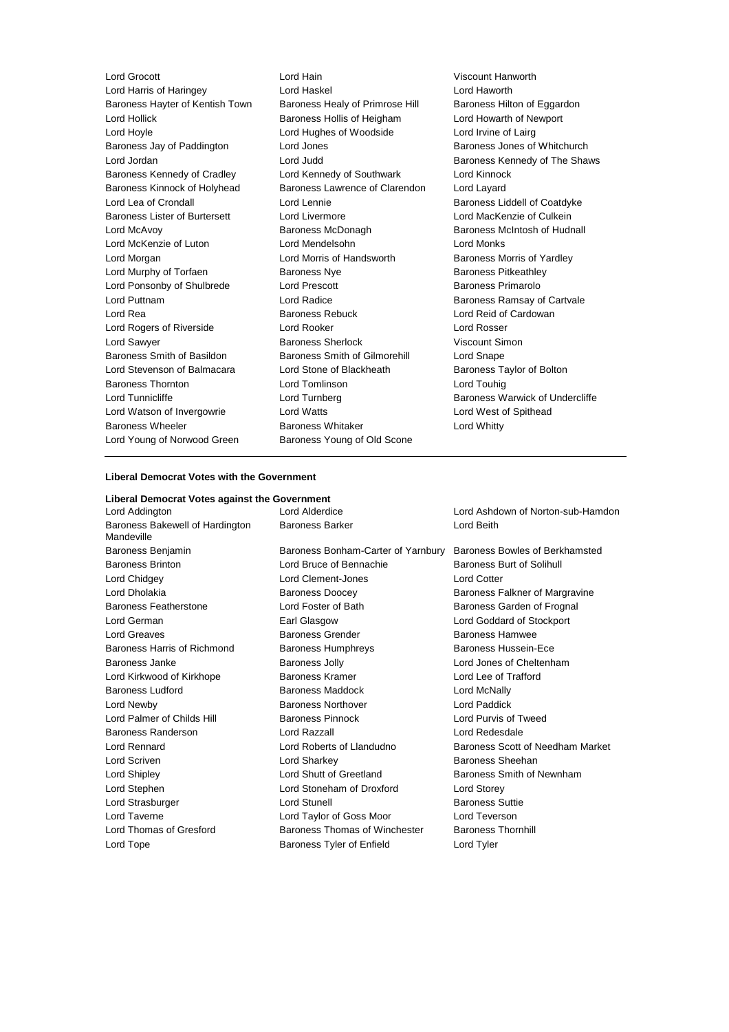Lord Grocott
Lord Hain
Viscount Hanworth
Lord Harris of Haringey
Lord Haskel
Lord Haworth
Baroness Hayter of Kentish Town
Baroness Healy of Primrose Hill
Baroness Hilton of Eggardon
Lord Hollick
Baroness Hollis of Heigham
Lord Howarth of Newport
Lord Hoyle
Lord Hughes of Woodside
Lord Irvine of Lairg
Baroness Jay of Paddington
Lord Jones
Baroness Jones of Whitchurch
Lord Jordan
Lord Judd
Baroness Kennedy of The Shaws
Baroness Kennedy of Cradley
Lord Kennedy of Southwark
Lord Kinnock
Baroness Kinnock of Holyhead
Baroness Lawrence of Clarendon
Lord Layard
Lord Lea of Crondall
Lord Lennie
Baroness Liddell of Coatdyke
Baroness Lister of Burtersett
Lord Livermore
Lord MacKenzie of Culkein
Lord McAvoy
Baroness McDonagh
Baroness McIntosh of Hudnall
Lord McKenzie of Luton
Lord Mendelsohn
Lord Monks
Lord Morgan
Lord Morris of Handsworth
Baroness Morris of Yardley
Lord Murphy of Torfaen
Baroness Nye
Baroness Pitkeathley
Lord Ponsonby of Shulbrede
Lord Prescott
Baroness Primarolo
Lord Puttnam
Lord Radice
Baroness Ramsay of Cartvale
Lord Rea
Baroness Rebuck
Lord Reid of Cardowan
Lord Rogers of Riverside
Lord Rooker
Lord Rosser
Lord Sawyer
Baroness Sherlock
Viscount Simon
Baroness Smith of Basildon
Baroness Smith of Gilmorehill
Lord Snape
Lord Stevenson of Balmacara
Lord Stone of Blackheath
Baroness Taylor of Bolton
Baroness Thornton
Lord Tomlinson
Lord Touhig
Lord Tunnicliffe
Lord Turnberg
Baroness Warwick of Undercliffe
Lord Watson of Invergowrie
Lord Watts
Lord West of Spithead
Baroness Wheeler
Baroness Whitaker
Lord Whitty
Lord Young of Norwood Green
Baroness Young of Old Scone

---

**Liberal Democrat Votes with the Government**

**Liberal Democrat Votes against the Government**

Lord Addington
Lord Alderdice
Lord Ashdown of Norton-sub-Hamdon
Baroness Bakewell of Hardington Mandeville
Baroness Barker
Lord Beith
Baroness Benjamin
Baroness Bonham-Carter of Yarnbury
Baroness Bowles of Berkhamsted
Baroness Brinton
Lord Bruce of Bennachie
Baroness Burt of Solihull
Lord Chidgey
Lord Clement-Jones
Lord Cotter
Lord Dholakia
Baroness Doocey
Baroness Falkner of Margravine
Baroness Featherstone
Lord Foster of Bath
Baroness Garden of Frognal
Lord German
Earl Glasgow
Lord Goddard of Stockport
Lord Greaves
Baroness Grender
Baroness Hamwee
Baroness Harris of Richmond
Baroness Humphreys
Baroness Hussein-Ece
Baroness Janke
Baroness Jolly
Lord Jones of Cheltenham
Lord Kirkwood of Kirkhope
Baroness Kramer
Lord Lee of Trafford
Baroness Ludford
Baroness Maddock
Lord McNally
Lord Newby
Baroness Northover
Lord Paddick
Lord Palmer of Childs Hill
Baroness Pinnock
Lord Purvis of Tweed
Baroness Randerson
Lord Razzall
Lord Redesdale
Lord Rennard
Lord Roberts of Llandudno
Baroness Scott of Needham Market
Lord Scriven
Lord Sharkey
Baroness Sheehan
Lord Shipley
Lord Shutt of Greetland
Baroness Smith of Newnham
Lord Stephen
Lord Stoneham of Droxford
Lord Storey
Lord Strasburger
Lord Stunell
Baroness Suttie
Lord Taverne
Lord Taylor of Goss Moor
Lord Teverson
Lord Thomas of Gresford
Baroness Thomas of Winchester
Baroness Thornhill
Lord Tope
Baroness Tyler of Enfield
Lord Tyler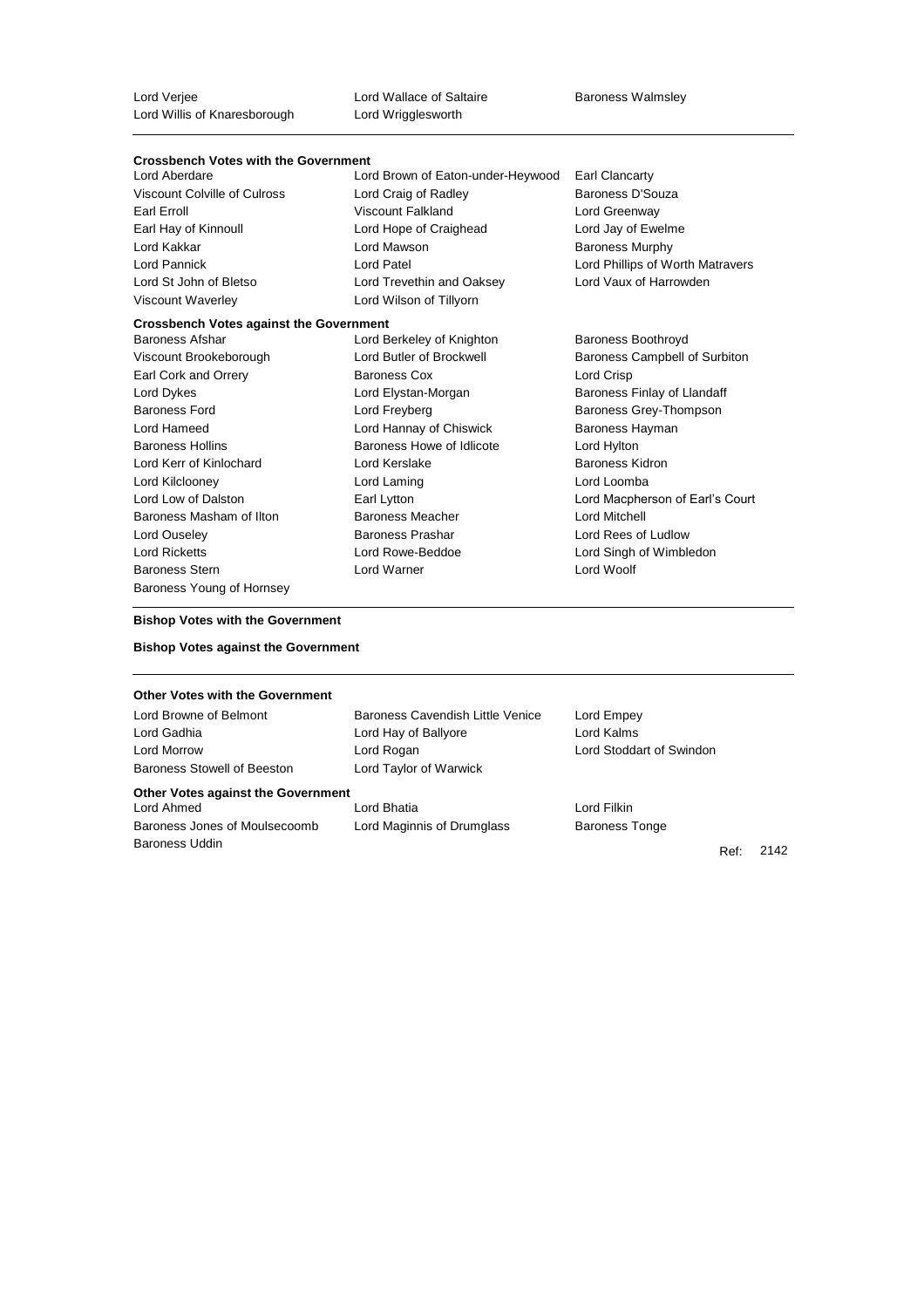Lord Verjee
Lord Wallace of Saltaire
Baroness Walmsley
Lord Willis of Knaresborough
Lord Wrigglesworth

**Crossbench Votes with the Government**

Lord Aberdare
Lord Brown of Eaton-under-Heywood
Earl Clancarty
Viscount Colville of Culross
Lord Craig of Radley
Baroness D'Souza
Earl Erroll
Viscount Falkland
Lord Greenway
Earl Hay of Kinnoull
Lord Hope of Craighead
Lord Jay of Ewelme
Lord Kakkar
Lord Mawson
Baroness Murphy
Lord Pannick
Lord Patel
Lord Phillips of Worth Matravers
Lord St John of Bletso
Lord Trevethin and Oaksey
Lord Vaux of Harrowden
Viscount Waverley
Lord Wilson of Tillyorn

**Crossbench Votes against the Government**

Baroness Afshar
Lord Berkeley of Knighton
Baroness Boothroyd
Viscount Brookeborough
Lord Butler of Brockwell
Baroness Campbell of Surbiton
Earl Cork and Orrery
Baroness Cox
Lord Crisp
Lord Dykes
Lord Elystan-Morgan
Baroness Finlay of Llandaff
Baroness Ford
Lord Freyberg
Baroness Grey-Thompson
Lord Hameed
Lord Hannay of Chiswick
Baroness Hayman
Baroness Hollins
Baroness Howe of Idlicote
Lord Hylton
Lord Kerr of Kinlochard
Lord Kerslake
Baroness Kidron
Lord Kilclooney
Lord Laming
Lord Loomba
Lord Low of Dalston
Earl Lytton
Lord Macpherson of Earl's Court
Baroness Masham of Ilton
Baroness Meacher
Lord Mitchell
Lord Ouseley
Baroness Prashar
Lord Rees of Ludlow
Lord Ricketts
Lord Rowe-Beddoe
Lord Singh of Wimbledon
Baroness Stern
Lord Warner
Lord Woolf
Baroness Young of Hornsey

**Bishop Votes with the Government**

**Bishop Votes against the Government**

**Other Votes with the Government**

Lord Browne of Belmont
Baroness Cavendish Little Venice
Lord Empey
Lord Gadhia
Lord Hay of Ballyore
Lord Kalms
Lord Morrow
Lord Rogan
Lord Stoddart of Swindon
Baroness Stowell of Beeston
Lord Taylor of Warwick

**Other Votes against the Government**

Lord Ahmed
Lord Bhatia
Lord Filkin
Baroness Jones of Moulsecoomb
Lord Maginnis of Drumglass
Baroness Tonge
Baroness Uddin

Ref: 2142